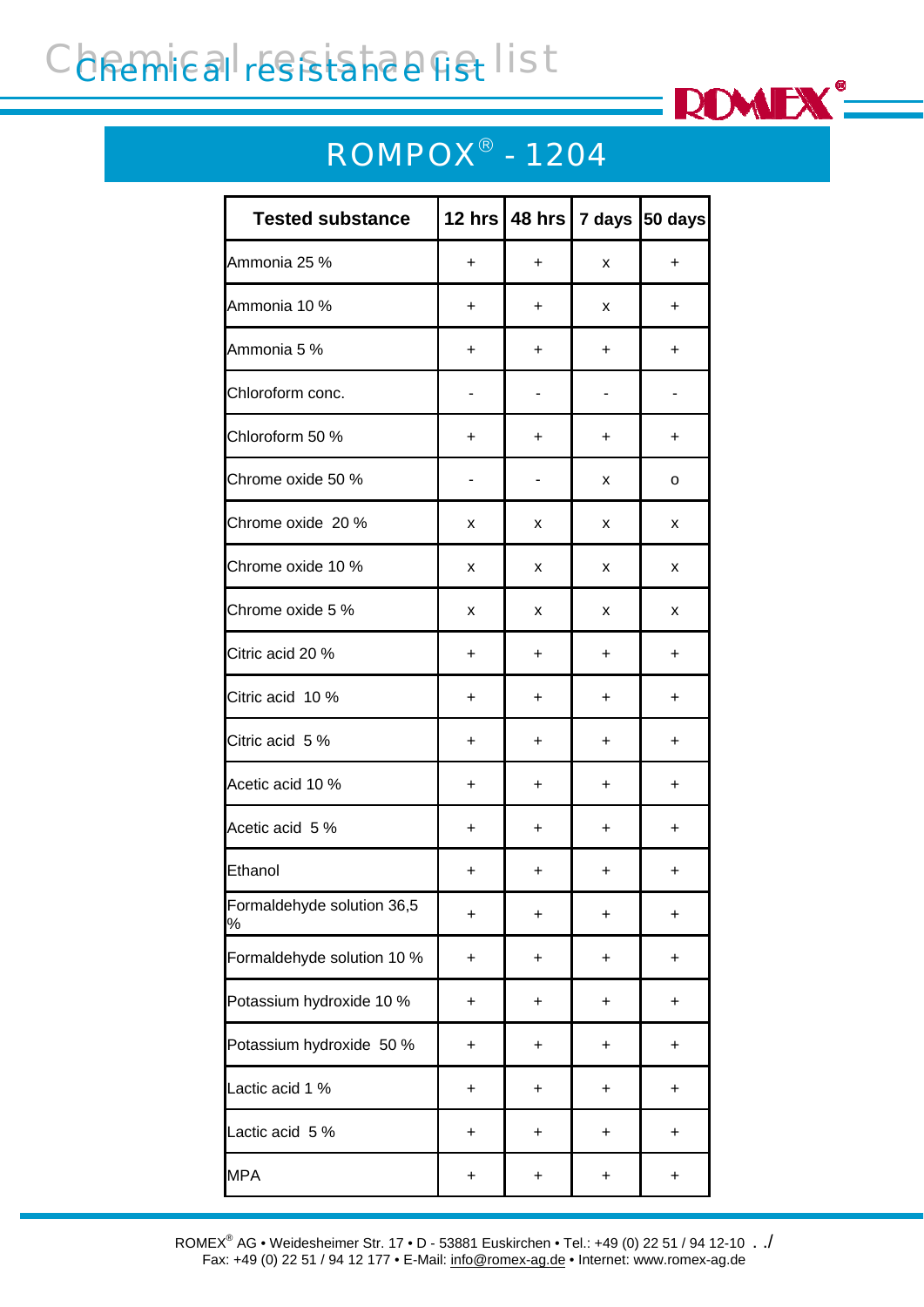# Chemical resistance list

## ROMPOX® - 1204

| Tested substance | 12 hrs | 48 hrs | 7 days | 50 days |
|---|---|---|---|---|
| Ammonia 25 % | + | + | x | + |
| Ammonia 10 % | + | + | x | + |
| Ammonia 5 % | + | + | + | + |
| Chloroform conc. | - | - | - | - |
| Chloroform 50 % | + | + | + | + |
| Chrome oxide 50 % | - | - | x | o |
| Chrome oxide 20 % | x | x | x | x |
| Chrome oxide 10 % | x | x | x | x |
| Chrome oxide 5 % | x | x | x | x |
| Citric acid 20 % | + | + | + | + |
| Citric acid 10 % | + | + | + | + |
| Citric acid 5 % | + | + | + | + |
| Acetic acid 10 % | + | + | + | + |
| Acetic acid 5 % | + | + | + | + |
| Ethanol | + | + | + | + |
| Formaldehyde solution 36,5 % | + | + | + | + |
| Formaldehyde solution 10 % | + | + | + | + |
| Potassium hydroxide 10 % | + | + | + | + |
| Potassium hydroxide 50 % | + | + | + | + |
| Lactic acid 1 % | + | + | + | + |
| Lactic acid 5 % | + | + | + | + |
| MPA | + | + | + | + |

ROMEX® AG • Weidesheimer Str. 17 • D - 53881 Euskirchen • Tel.: +49 (0) 22 51 / 94 12-10 . ./
Fax: +49 (0) 22 51 / 94 12 177 • E-Mail: info@romex-ag.de • Internet: www.romex-ag.de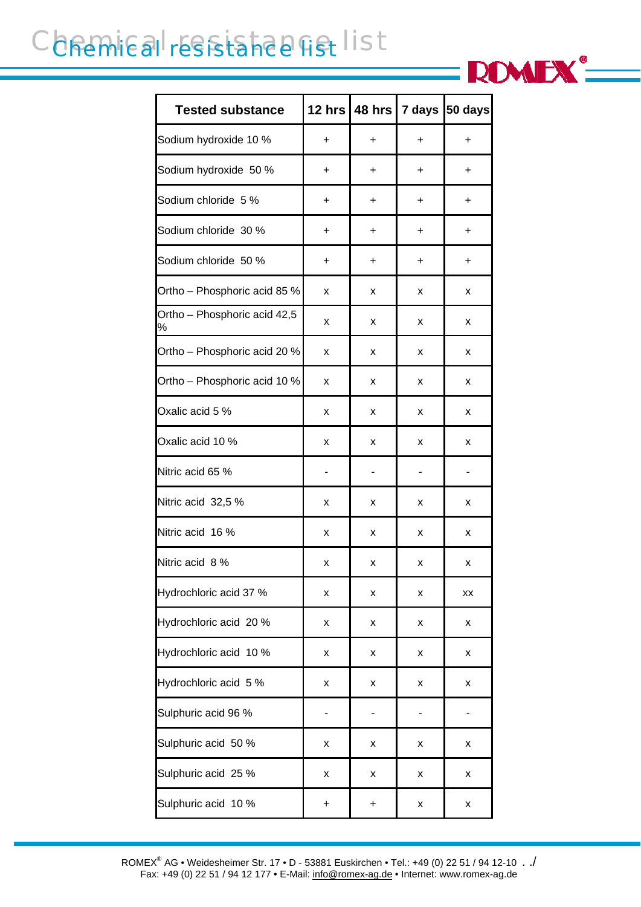# Chemical resistance list

| Tested substance | 12 hrs | 48 hrs | 7 days | 50 days |
|---|---|---|---|---|
| Sodium hydroxide 10 % | + | + | + | + |
| Sodium hydroxide 50 % | + | + | + | + |
| Sodium chloride 5 % | + | + | + | + |
| Sodium chloride 30 % | + | + | + | + |
| Sodium chloride 50 % | + | + | + | + |
| Ortho – Phosphoric acid 85 % | x | x | x | x |
| Ortho – Phosphoric acid 42,5 % | x | x | x | x |
| Ortho – Phosphoric acid 20 % | x | x | x | x |
| Ortho – Phosphoric acid 10 % | x | x | x | x |
| Oxalic acid 5 % | x | x | x | x |
| Oxalic acid 10 % | x | x | x | x |
| Nitric acid 65 % | - | - | - | - |
| Nitric acid 32,5 % | x | x | x | x |
| Nitric acid 16 % | x | x | x | x |
| Nitric acid 8 % | x | x | x | x |
| Hydrochloric acid 37 % | x | x | x | xx |
| Hydrochloric acid 20 % | x | x | x | x |
| Hydrochloric acid 10 % | x | x | x | x |
| Hydrochloric acid 5 % | x | x | x | x |
| Sulphuric acid 96 % | - | - | - | - |
| Sulphuric acid 50 % | x | x | x | x |
| Sulphuric acid 25 % | x | x | x | x |
| Sulphuric acid 10 % | + | + | x | x |

ROMEX® AG • Weidesheimer Str. 17 • D - 53881 Euskirchen • Tel.: +49 (0) 22 51 / 94 12-10 . ./
Fax: +49 (0) 22 51 / 94 12 177 • E-Mail: info@romex-ag.de • Internet: www.romex-ag.de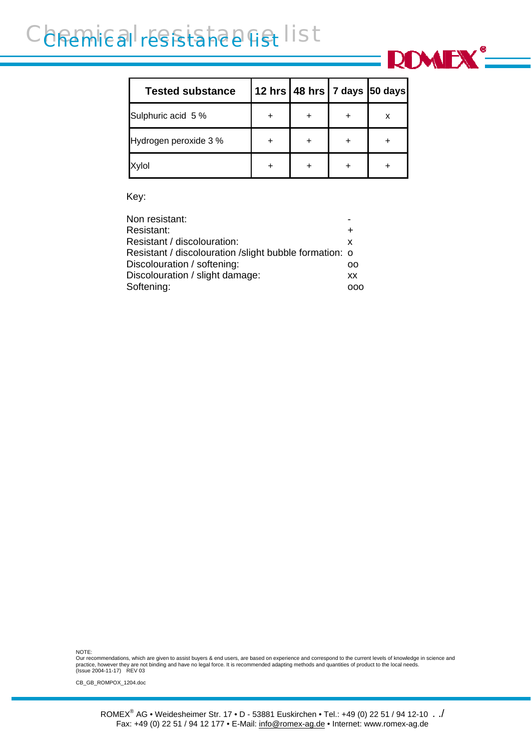# Chemical resistance list

| Tested substance | 12 hrs | 48 hrs | 7 days | 50 days |
|---|---|---|---|---|
| Sulphuric acid 5 % | + | + | + | x |
| Hydrogen peroxide 3 % | + | + | + | + |
| Xylol | + | + | + | + |

Key:

Non resistant: -
Resistant: +
Resistant / discolouration: x
Resistant / discolouration /slight bubble formation: o
Discolouration / softening: oo
Discolouration / slight damage: xx
Softening: ooo

NOTE:
Our recommendations, which are given to assist buyers & end users, are based on experience and correspond to the current levels of knowledge in science and practice, however they are not binding and have no legal force. It is recommended adapting methods and quantities of product to the local needs.
(Issue 2004-11-17) REV 03

CB_GB_ROMPOX_1204.doc